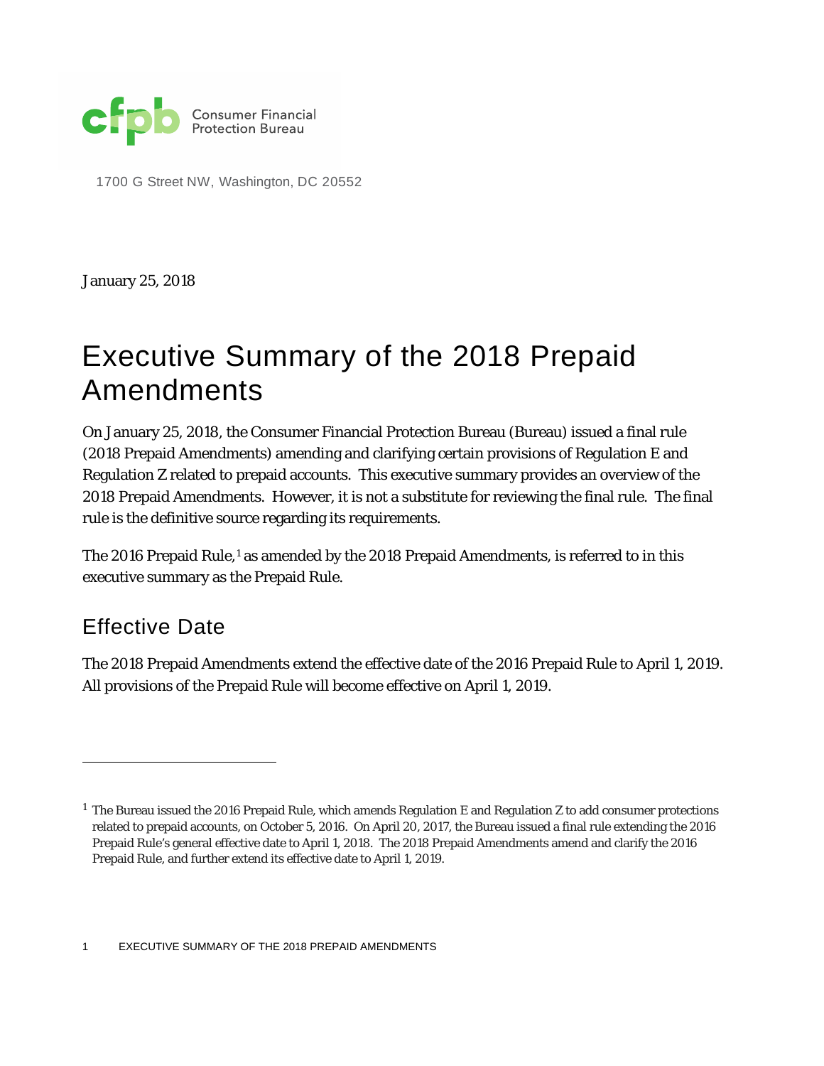Consumer Financial Protection Bureau

1700 G Street NW, Washington, DC 20552

January 25, 2018

# Executive Summary of the 2018 Prepaid Amendments

On January 25, 2018, the Consumer Financial Protection Bureau (Bureau) issued a final rule (2018 Prepaid Amendments) amending and clarifying certain provisions of Regulation E and Regulation Z related to prepaid accounts. This executive summary provides an overview of the 2018 Prepaid Amendments. However, it is not a substitute for reviewing the final rule. The final rule is the definitive source regarding its requirements.

The 2016 Prepaid Rule,[1] as amended by the 2018 Prepaid Amendments, is referred to in this executive summary as the Prepaid Rule.

## Effective Date

The 2018 Prepaid Amendments extend the effective date of the 2016 Prepaid Rule to April 1, 2019. All provisions of the Prepaid Rule will become effective on April 1, 2019.

---

[1] The Bureau issued the 2016 Prepaid Rule, which amends Regulation E and Regulation Z to add consumer protections related to prepaid accounts, on October 5, 2016. On April 20, 2017, the Bureau issued a final rule extending the 2016 Prepaid Rule's general effective date to April 1, 2018. The 2018 Prepaid Amendments amend and clarify the 2016 Prepaid Rule, and further extend its effective date to April 1, 2019.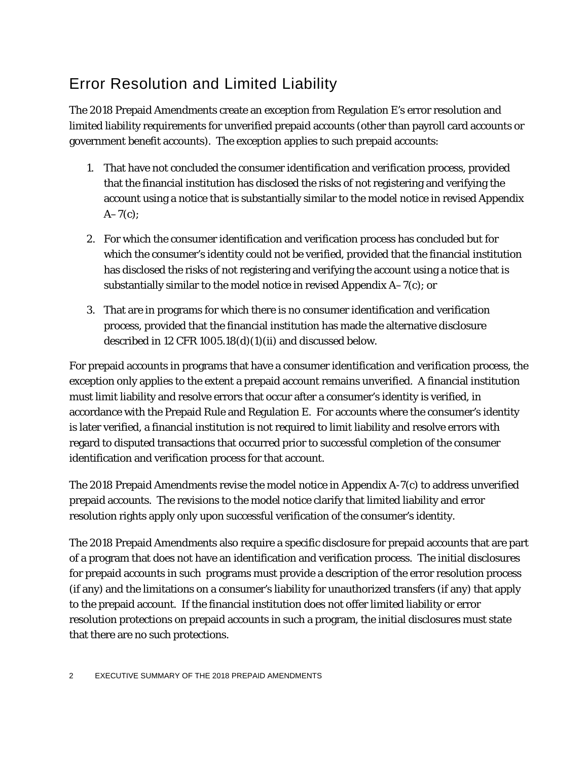## Error Resolution and Limited Liability

The 2018 Prepaid Amendments create an exception from Regulation E's error resolution and limited liability requirements for unverified prepaid accounts (other than payroll card accounts or government benefit accounts). The exception applies to such prepaid accounts:

1. That have not concluded the consumer identification and verification process, provided that the financial institution has disclosed the risks of not registering and verifying the account using a notice that is substantially similar to the model notice in revised Appendix A–7(c);
2. For which the consumer identification and verification process has concluded but for which the consumer's identity could not be verified, provided that the financial institution has disclosed the risks of not registering and verifying the account using a notice that is substantially similar to the model notice in revised Appendix A–7(c); or
3. That are in programs for which there is no consumer identification and verification process, provided that the financial institution has made the alternative disclosure described in 12 CFR 1005.18(d)(1)(ii) and discussed below.

For prepaid accounts in programs that have a consumer identification and verification process, the exception only applies to the extent a prepaid account remains unverified. A financial institution must limit liability and resolve errors that occur after a consumer's identity is verified, in accordance with the Prepaid Rule and Regulation E. For accounts where the consumer's identity is later verified, a financial institution is not required to limit liability and resolve errors with regard to disputed transactions that occurred prior to successful completion of the consumer identification and verification process for that account.

The 2018 Prepaid Amendments revise the model notice in Appendix A-7(c) to address unverified prepaid accounts. The revisions to the model notice clarify that limited liability and error resolution rights apply only upon successful verification of the consumer's identity.

The 2018 Prepaid Amendments also require a specific disclosure for prepaid accounts that are part of a program that does not have an identification and verification process. The initial disclosures for prepaid accounts in such programs must provide a description of the error resolution process (if any) and the limitations on a consumer's liability for unauthorized transfers (if any) that apply to the prepaid account. If the financial institution does not offer limited liability or error resolution protections on prepaid accounts in such a program, the initial disclosures must state that there are no such protections.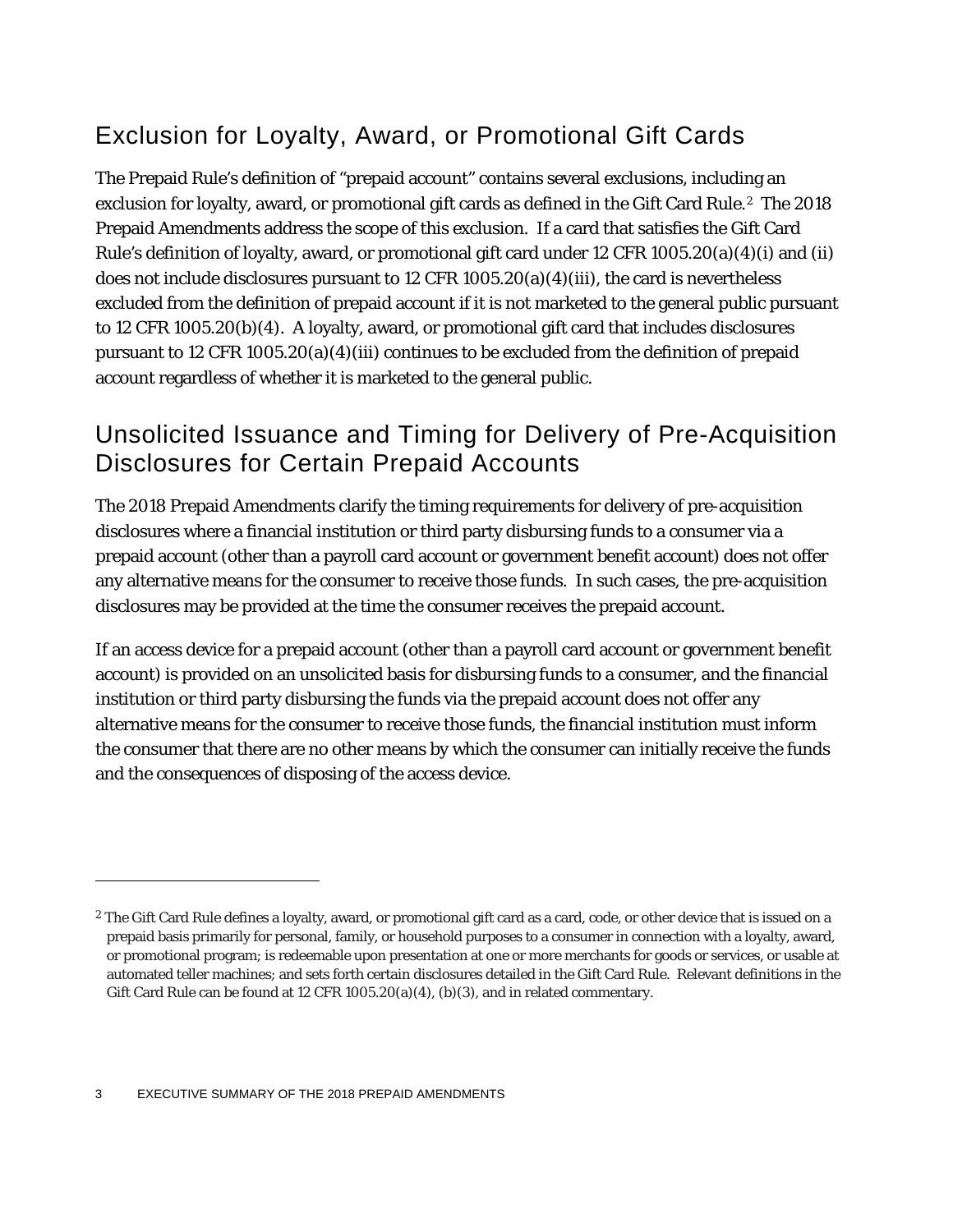## Exclusion for Loyalty, Award, or Promotional Gift Cards

The Prepaid Rule's definition of "prepaid account" contains several exclusions, including an exclusion for loyalty, award, or promotional gift cards as defined in the Gift Card Rule.[2] The 2018 Prepaid Amendments address the scope of this exclusion. If a card that satisfies the Gift Card Rule's definition of loyalty, award, or promotional gift card under 12 CFR 1005.20(a)(4)(i) and (ii) does not include disclosures pursuant to 12 CFR 1005.20(a)(4)(iii), the card is nevertheless excluded from the definition of prepaid account if it is not marketed to the general public pursuant to 12 CFR 1005.20(b)(4). A loyalty, award, or promotional gift card that includes disclosures pursuant to 12 CFR 1005.20(a)(4)(iii) continues to be excluded from the definition of prepaid account regardless of whether it is marketed to the general public.

## Unsolicited Issuance and Timing for Delivery of Pre-Acquisition Disclosures for Certain Prepaid Accounts

The 2018 Prepaid Amendments clarify the timing requirements for delivery of pre-acquisition disclosures where a financial institution or third party disbursing funds to a consumer via a prepaid account (other than a payroll card account or government benefit account) does not offer any alternative means for the consumer to receive those funds. In such cases, the pre-acquisition disclosures may be provided at the time the consumer receives the prepaid account.

If an access device for a prepaid account (other than a payroll card account or government benefit account) is provided on an unsolicited basis for disbursing funds to a consumer, and the financial institution or third party disbursing the funds via the prepaid account does not offer any alternative means for the consumer to receive those funds, the financial institution must inform the consumer that there are no other means by which the consumer can initially receive the funds and the consequences of disposing of the access device.

---

[2] The Gift Card Rule defines a loyalty, award, or promotional gift card as a card, code, or other device that is issued on a prepaid basis primarily for personal, family, or household purposes to a consumer in connection with a loyalty, award, or promotional program; is redeemable upon presentation at one or more merchants for goods or services, or usable at automated teller machines; and sets forth certain disclosures detailed in the Gift Card Rule. Relevant definitions in the Gift Card Rule can be found at 12 CFR 1005.20(a)(4), (b)(3), and in related commentary.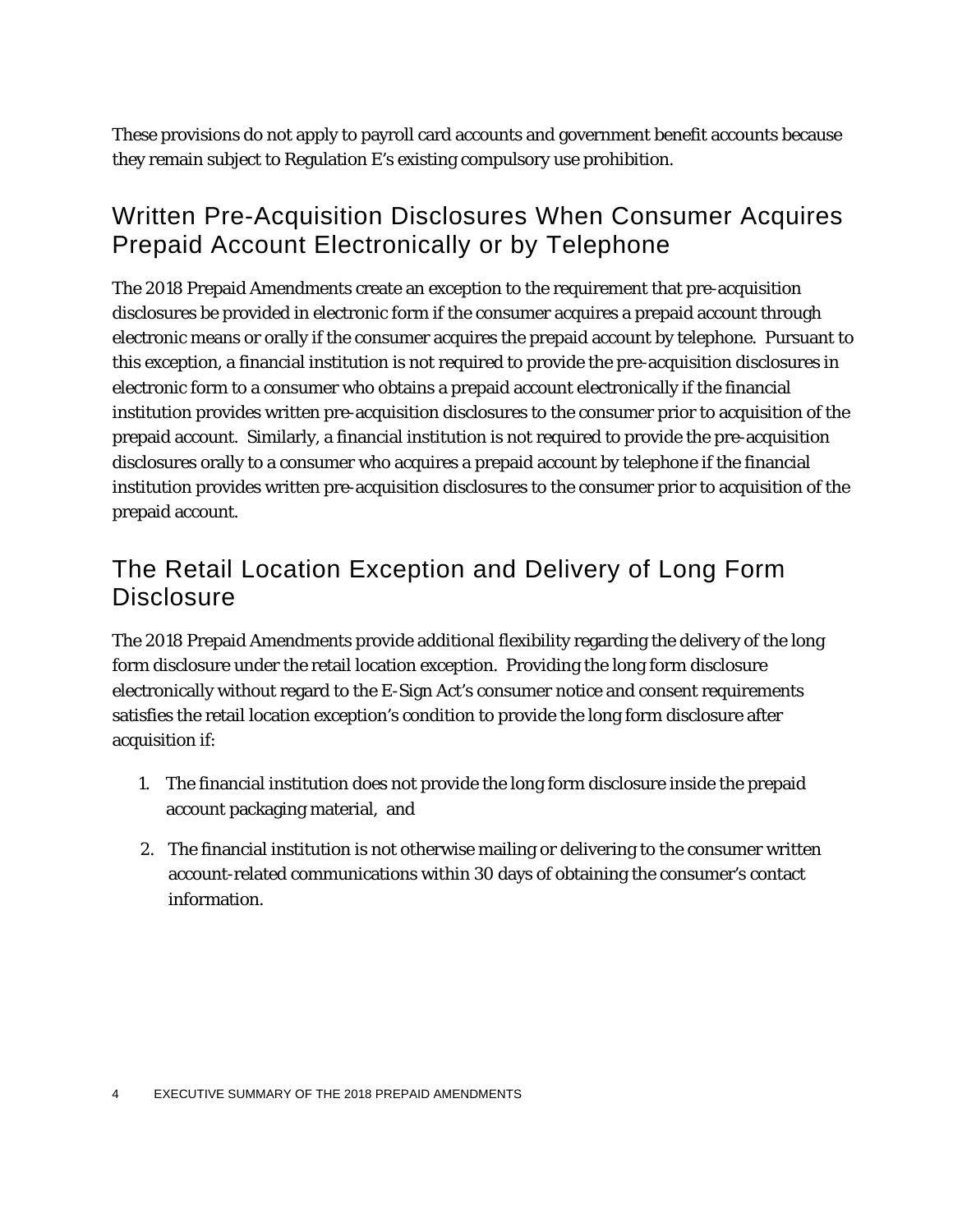These provisions do not apply to payroll card accounts and government benefit accounts because they remain subject to Regulation E's existing compulsory use prohibition.

## Written Pre-Acquisition Disclosures When Consumer Acquires Prepaid Account Electronically or by Telephone

The 2018 Prepaid Amendments create an exception to the requirement that pre-acquisition disclosures be provided in electronic form if the consumer acquires a prepaid account through electronic means or orally if the consumer acquires the prepaid account by telephone. Pursuant to this exception, a financial institution is not required to provide the pre-acquisition disclosures in electronic form to a consumer who obtains a prepaid account electronically if the financial institution provides written pre-acquisition disclosures to the consumer prior to acquisition of the prepaid account. Similarly, a financial institution is not required to provide the pre-acquisition disclosures orally to a consumer who acquires a prepaid account by telephone if the financial institution provides written pre-acquisition disclosures to the consumer prior to acquisition of the prepaid account.

## The Retail Location Exception and Delivery of Long Form Disclosure

The 2018 Prepaid Amendments provide additional flexibility regarding the delivery of the long form disclosure under the retail location exception. Providing the long form disclosure electronically without regard to the E-Sign Act's consumer notice and consent requirements satisfies the retail location exception's condition to provide the long form disclosure after acquisition if:

1. The financial institution does not provide the long form disclosure inside the prepaid account packaging material, and
2. The financial institution is not otherwise mailing or delivering to the consumer written account-related communications within 30 days of obtaining the consumer's contact information.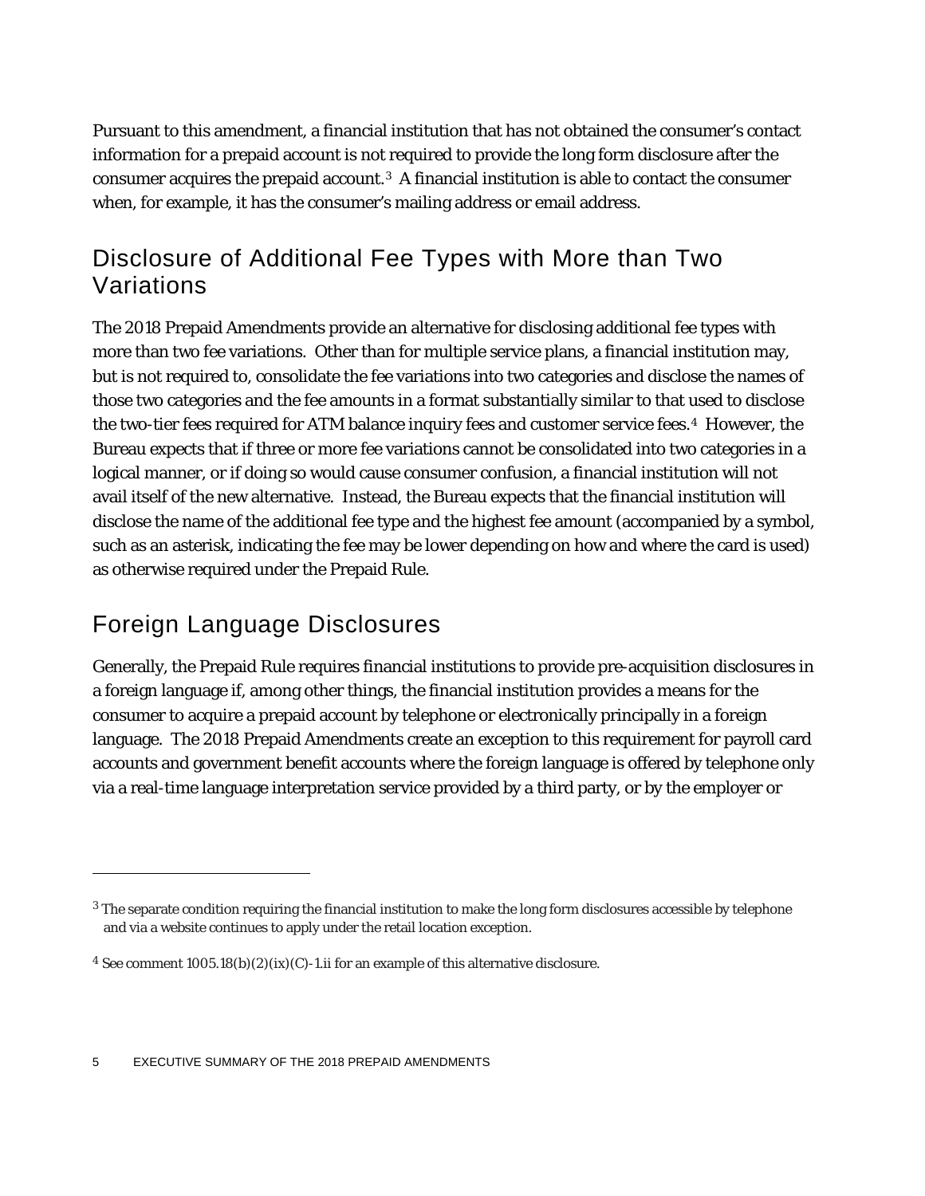Pursuant to this amendment, a financial institution that has not obtained the consumer's contact information for a prepaid account is not required to provide the long form disclosure after the consumer acquires the prepaid account.[3] A financial institution is able to contact the consumer when, for example, it has the consumer's mailing address or email address.

## Disclosure of Additional Fee Types with More than Two Variations

The 2018 Prepaid Amendments provide an alternative for disclosing additional fee types with more than two fee variations. Other than for multiple service plans, a financial institution may, but is not required to, consolidate the fee variations into two categories and disclose the names of those two categories and the fee amounts in a format substantially similar to that used to disclose the two-tier fees required for ATM balance inquiry fees and customer service fees.[4] However, the Bureau expects that if three or more fee variations cannot be consolidated into two categories in a logical manner, or if doing so would cause consumer confusion, a financial institution will not avail itself of the new alternative. Instead, the Bureau expects that the financial institution will disclose the name of the additional fee type and the highest fee amount (accompanied by a symbol, such as an asterisk, indicating the fee may be lower depending on how and where the card is used) as otherwise required under the Prepaid Rule.

## Foreign Language Disclosures

Generally, the Prepaid Rule requires financial institutions to provide pre-acquisition disclosures in a foreign language if, among other things, the financial institution provides a means for the consumer to acquire a prepaid account by telephone or electronically principally in a foreign language. The 2018 Prepaid Amendments create an exception to this requirement for payroll card accounts and government benefit accounts where the foreign language is offered by telephone only via a real-time language interpretation service provided by a third party, or by the employer or

---

[3] The separate condition requiring the financial institution to make the long form disclosures accessible by telephone and via a website continues to apply under the retail location exception.

[4] See comment 1005.18(b)(2)(ix)(C)-1.ii for an example of this alternative disclosure.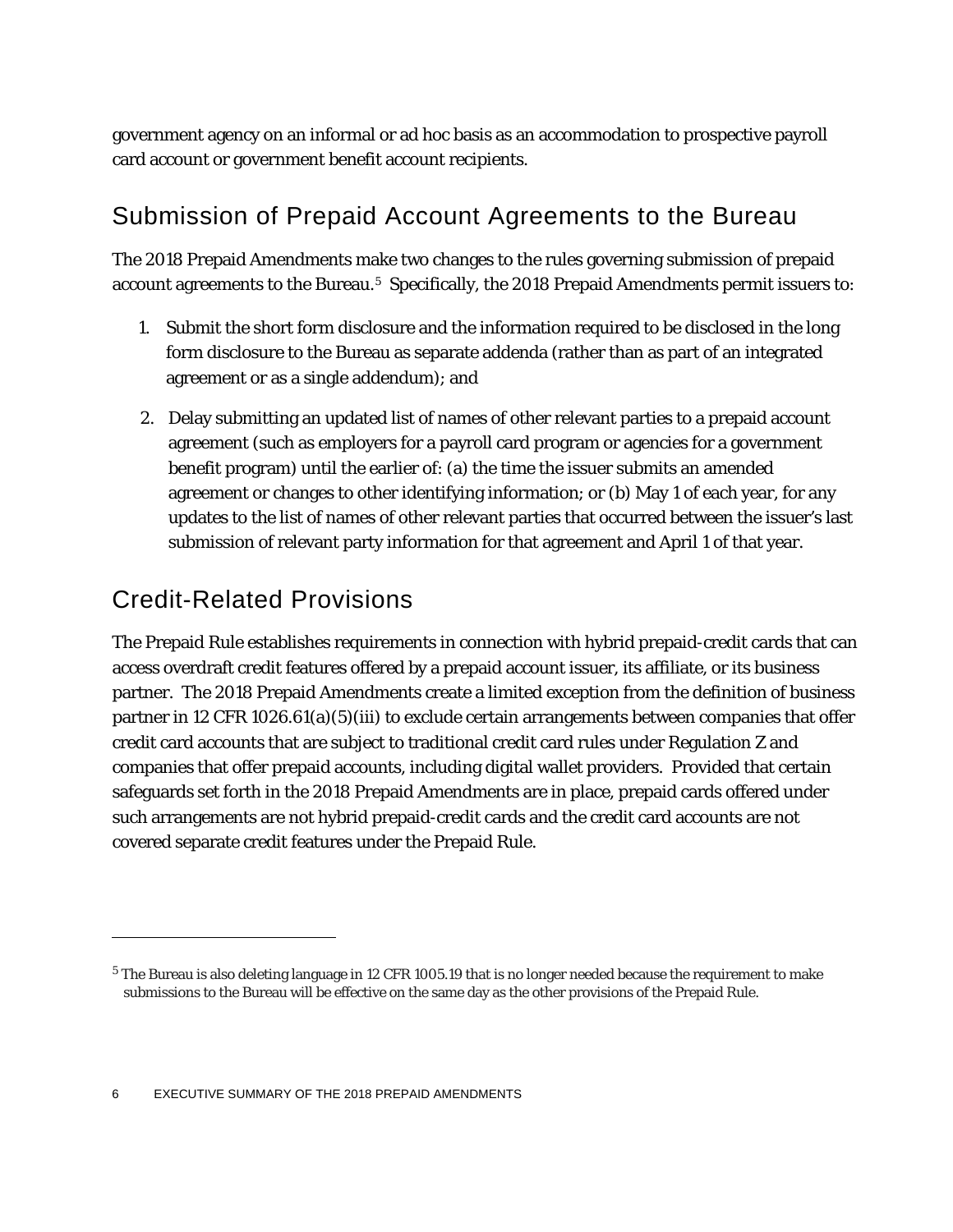government agency on an informal or ad hoc basis as an accommodation to prospective payroll card account or government benefit account recipients.

## Submission of Prepaid Account Agreements to the Bureau

The 2018 Prepaid Amendments make two changes to the rules governing submission of prepaid account agreements to the Bureau.[5] Specifically, the 2018 Prepaid Amendments permit issuers to:

1. Submit the short form disclosure and the information required to be disclosed in the long form disclosure to the Bureau as separate addenda (rather than as part of an integrated agreement or as a single addendum); and
2. Delay submitting an updated list of names of other relevant parties to a prepaid account agreement (such as employers for a payroll card program or agencies for a government benefit program) until the earlier of: (a) the time the issuer submits an amended agreement or changes to other identifying information; or (b) May 1 of each year, for any updates to the list of names of other relevant parties that occurred between the issuer's last submission of relevant party information for that agreement and April 1 of that year.

## Credit-Related Provisions

The Prepaid Rule establishes requirements in connection with hybrid prepaid-credit cards that can access overdraft credit features offered by a prepaid account issuer, its affiliate, or its business partner. The 2018 Prepaid Amendments create a limited exception from the definition of business partner in 12 CFR 1026.61(a)(5)(iii) to exclude certain arrangements between companies that offer credit card accounts that are subject to traditional credit card rules under Regulation Z and companies that offer prepaid accounts, including digital wallet providers. Provided that certain safeguards set forth in the 2018 Prepaid Amendments are in place, prepaid cards offered under such arrangements are not hybrid prepaid-credit cards and the credit card accounts are not covered separate credit features under the Prepaid Rule.

---

[5] The Bureau is also deleting language in 12 CFR 1005.19 that is no longer needed because the requirement to make submissions to the Bureau will be effective on the same day as the other provisions of the Prepaid Rule.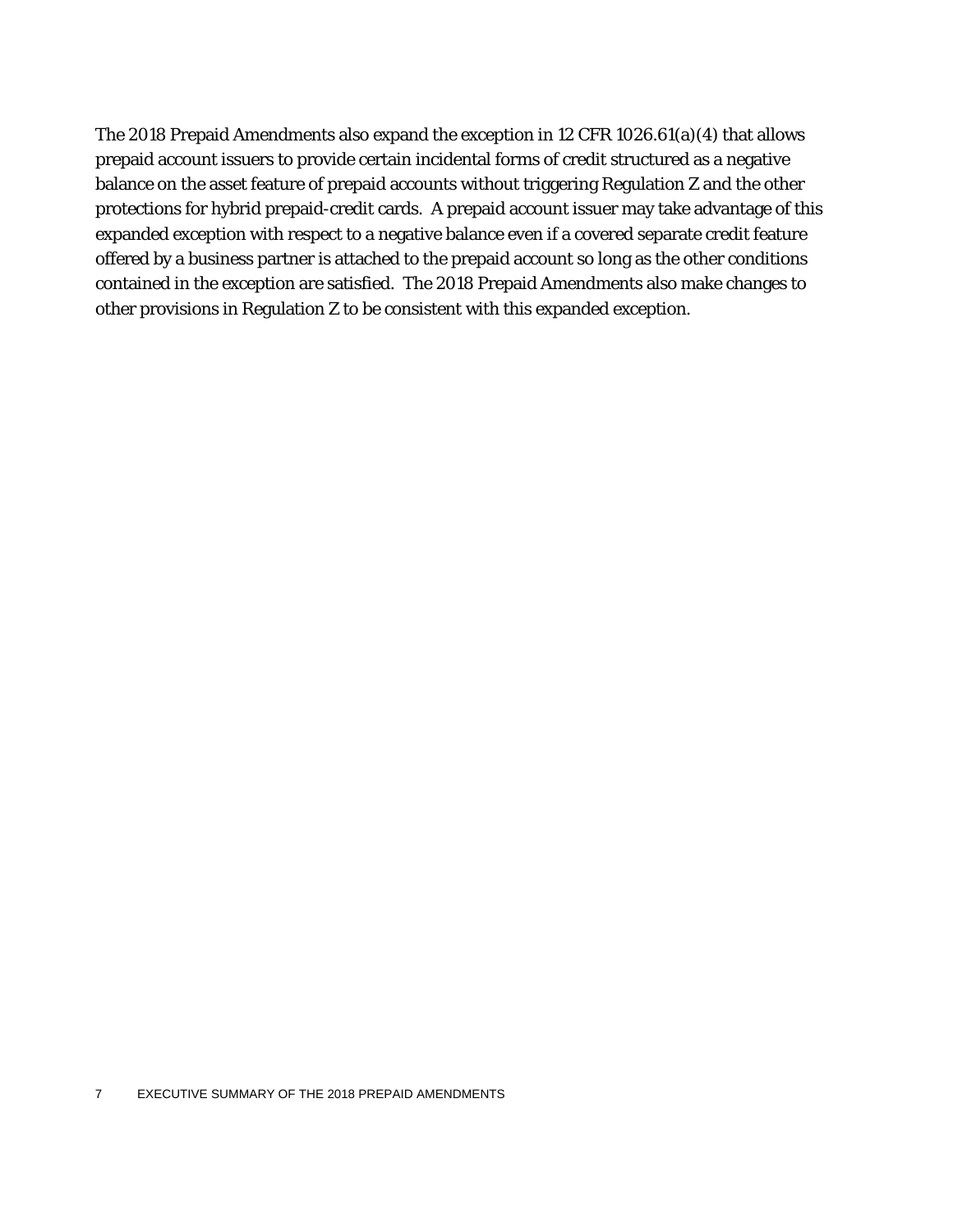The 2018 Prepaid Amendments also expand the exception in 12 CFR 1026.61(a)(4) that allows prepaid account issuers to provide certain incidental forms of credit structured as a negative balance on the asset feature of prepaid accounts without triggering Regulation Z and the other protections for hybrid prepaid-credit cards. A prepaid account issuer may take advantage of this expanded exception with respect to a negative balance even if a covered separate credit feature offered by a business partner is attached to the prepaid account so long as the other conditions contained in the exception are satisfied. The 2018 Prepaid Amendments also make changes to other provisions in Regulation Z to be consistent with this expanded exception.